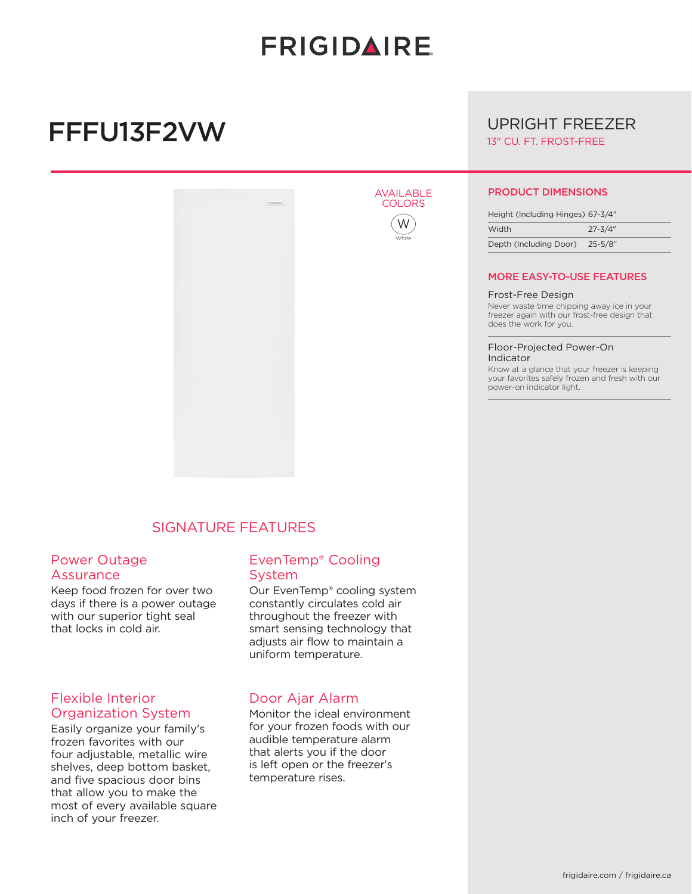# FRIGIDAIRE

# FFFU13F2VW

## UPRIGHT FREEZER

13" CU. FT. FROST-FREE

AVAILABLE COLORS

W
White

### PRODUCT DIMENSIONS

| | |
|---|---|
| Height (Including Hinges) | 67-3/4" |
| Width | 27-3/4" |
| Depth (Including Door) | 25-5/8" |

### MORE EASY-TO-USE FEATURES

**Frost-Free Design**
Never waste time chipping away ice in your freezer again with our frost-free design that does the work for you.

**Floor-Projected Power-On Indicator**
Know at a glance that your freezer is keeping your favorites safely frozen and fresh with our power-on indicator light.

## SIGNATURE FEATURES

### Power Outage Assurance

Keep food frozen for over two days if there is a power outage with our superior tight seal that locks in cold air.

### EvenTemp® Cooling System

Our EvenTemp® cooling system constantly circulates cold air throughout the freezer with smart sensing technology that adjusts air flow to maintain a uniform temperature.

### Flexible Interior Organization System

Easily organize your family's frozen favorites with our four adjustable, metallic wire shelves, deep bottom basket, and five spacious door bins that allow you to make the most of every available square inch of your freezer.

### Door Ajar Alarm

Monitor the ideal environment for your frozen foods with our audible temperature alarm that alerts you if the door is left open or the freezer's temperature rises.

frigidaire.com / frigidaire.ca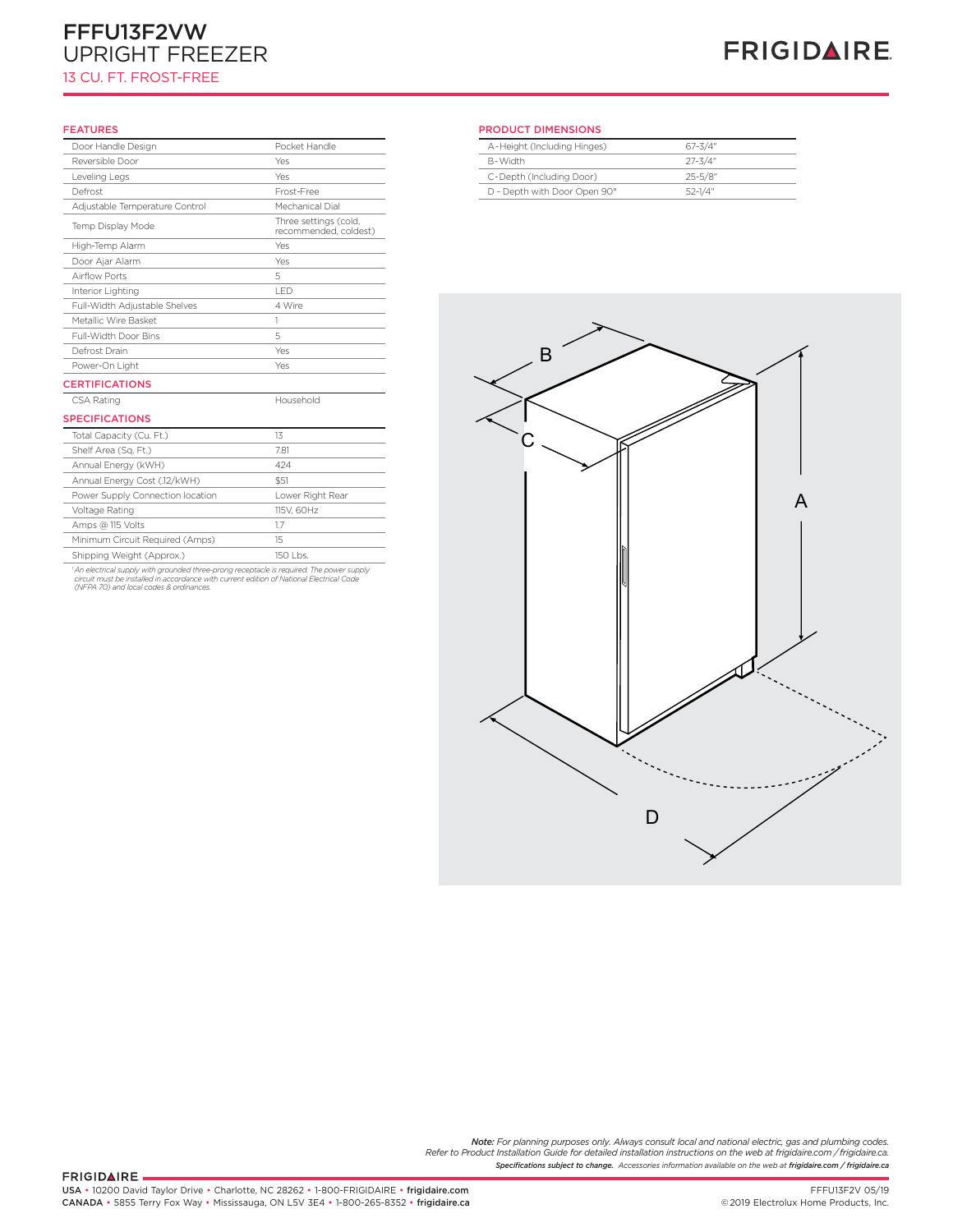# FFFU13F2VW
# UPRIGHT FREEZER
## 13 CU. FT. FROST-FREE

FRIGIDAIRE

### FEATURES

| | |
|---|---|
| Door Handle Design | Pocket Handle |
| Reversible Door | Yes |
| Leveling Legs | Yes |
| Defrost | Frost-Free |
| Adjustable Temperature Control | Mechanical Dial |
| Temp Display Mode | Three settings (cold, recommended, coldest) |
| High-Temp Alarm | Yes |
| Door Ajar Alarm | Yes |
| Airflow Ports | 5 |
| Interior Lighting | LED |
| Full-Width Adjustable Shelves | 4 Wire |
| Metallic Wire Basket | 1 |
| Full-Width Door Bins | 5 |
| Defrost Drain | Yes |
| Power-On Light | Yes |

### CERTIFICATIONS

| | |
|---|---|
| CSA Rating | Household |

### SPECIFICATIONS

| | |
|---|---|
| Total Capacity (Cu. Ft.) | 13 |
| Shelf Area (Sq. Ft.) | 7.81 |
| Annual Energy (kWH) | 424 |
| Annual Energy Cost (.12/kWH) | $51 |
| Power Supply Connection location | Lower Right Rear |
| Voltage Rating | 115V, 60Hz |
| Amps @ 115 Volts | 1.7 |
| Minimum Circuit Required (Amps) | 15 |
| Shipping Weight (Approx.) | 150 Lbs. |

*[1] An electrical supply with grounded three-prong receptacle is required. The power supply circuit must be installed in accordance with current edition of National Electrical Code (NFPA 70) and local codes & ordinances.*

### PRODUCT DIMENSIONS

| | |
|---|---|
| A-Height (Including Hinges) | 67-3/4" |
| B-Width | 27-3/4" |
| C-Depth (Including Door) | 25-5/8" |
| D - Depth with Door Open 90° | 52-1/4" |

B

C

A

D

***Note:** For planning purposes only. Always consult local and national electric, gas and plumbing codes. Refer to Product Installation Guide for detailed installation instructions on the web at frigidaire.com / frigidaire.ca.*

***Specifications subject to change.** Accessories information available on the web at **frigidaire.com / frigidaire.ca***

FRIGIDAIRE

USA • 10200 David Taylor Drive • Charlotte, NC 28262 • 1-800-FRIGIDAIRE • **frigidaire.com**

CANADA • 5855 Terry Fox Way • Mississauga, ON L5V 3E4 • 1-800-265-8352 • **frigidaire.ca**

FFFU13F2V 05/19

©2019 Electrolux Home Products, Inc.